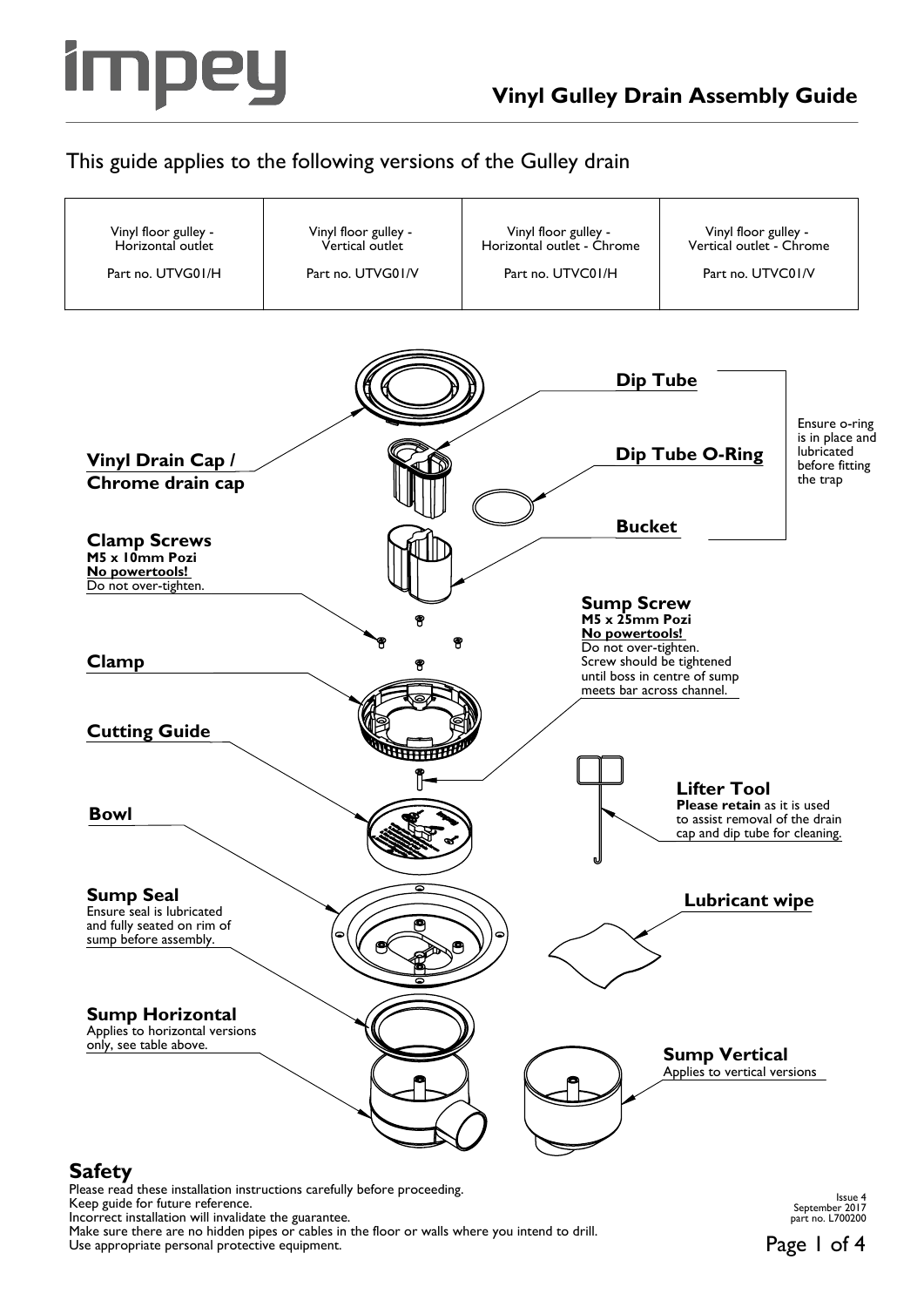# Vinyl Gulley Drain Assembly Guide

This guide applies to the following versions of the Gulley drain

| Vinyl floor gulley - Horizontal outlet | Vinyl floor gulley - Vertical outlet | Vinyl floor gulley - Horizontal outlet - Chrome | Vinyl floor gulley - Vertical outlet - Chrome |
| --- | --- | --- | --- |
| Part no. UTVG01/H | Part no. UTVG01/V | Part no. UTVC01/H | Part no. UTVC01/V |

**Vinyl Drain Cap / Chrome drain cap**

**Dip Tube**

**Dip Tube O-Ring**

**Bucket**

Ensure o-ring is in place and lubricated before fitting the trap

**Clamp Screws**
**M5 x 10mm Pozi**
**No powertools!**
Do not over-tighten.

**Clamp**

**Sump Screw**
**M5 x 25mm Pozi**
**No powertools!**
Do not over-tighten.
Screw should be tightened until boss in centre of sump meets bar across channel.

**Cutting Guide**

**Bowl**

**Lifter Tool**
**Please retain** as it is used to assist removal of the drain cap and dip tube for cleaning.

**Sump Seal**
Ensure seal is lubricated and fully seated on rim of sump before assembly.

**Lubricant wipe**

**Sump Horizontal**
Applies to horizontal versions only, see table above.

**Sump Vertical**
Applies to vertical versions

## Safety

Please read these installation instructions carefully before proceeding.
Keep guide for future reference.
Incorrect installation will invalidate the guarantee.
Make sure there are no hidden pipes or cables in the floor or walls where you intend to drill.
Use appropriate personal protective equipment.

Issue 4
September 2017
part no. L700200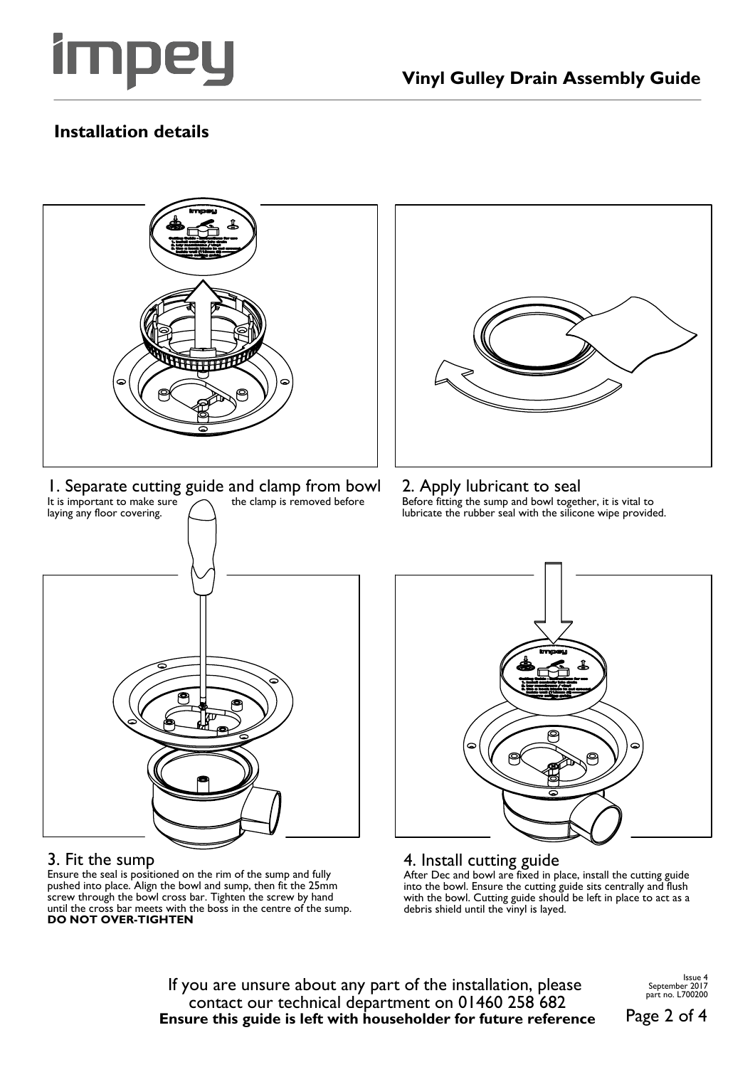## Installation details

### 1. Separate cutting guide and clamp from bowl

It is important to make sure the clamp is removed before laying any floor covering.

### 2. Apply lubricant to seal

Before fitting the sump and bowl together, it is vital to lubricate the rubber seal with the silicone wipe provided.

### 3. Fit the sump

Ensure the seal is positioned on the rim of the sump and fully pushed into place. Align the bowl and sump, then fit the 25mm screw through the bowl cross bar. Tighten the screw by hand until the cross bar meets with the boss in the centre of the sump. **DO NOT OVER-TIGHTEN**

### 4. Install cutting guide

After Dec and bowl are fixed in place, install the cutting guide into the bowl. Ensure the cutting guide sits centrally and flush with the bowl. Cutting guide should be left in place to act as a debris shield until the vinyl is layed.

If you are unsure about any part of the installation, please contact our technical department on 01460 258 682

**Ensure this guide is left with householder for future reference**

Issue 4
September 2017
part no. L700200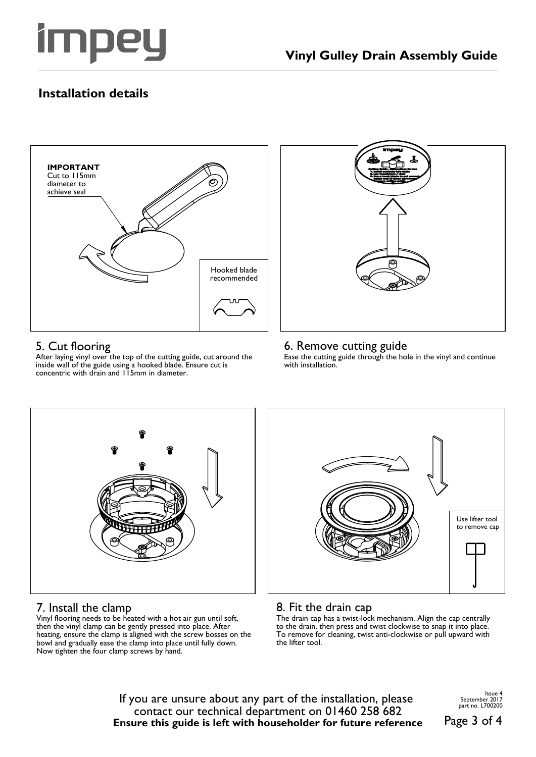# Vinyl Gulley Drain Assembly Guide

## Installation details

**IMPORTANT**
Cut to 115mm diameter to achieve seal

Hooked blade recommended

### 5. Cut flooring

After laying vinyl over the top of the cutting guide, cut around the inside wall of the guide using a hooked blade. Ensure cut is concentric with drain and 115mm in diameter.

### 6. Remove cutting guide

Ease the cutting guide through the hole in the vinyl and continue with installation.

### 7. Install the clamp

Vinyl flooring needs to be heated with a hot air gun until soft, then the vinyl clamp can be gently pressed into place. After heating, ensure the clamp is aligned with the screw bosses on the bowl and gradually ease the clamp into place until fully down. Now tighten the four clamp screws by hand.

Use lifter tool to remove cap

### 8. Fit the drain cap

The drain cap has a twist-lock mechanism. Align the cap centrally to the drain, then press and twist clockwise to snap it into place. To remove for cleaning, twist anti-clockwise or pull upward with the lifter tool.

If you are unsure about any part of the installation, please contact our technical department on 01460 258 682

**Ensure this guide is left with householder for future reference**

Issue 4
September 2017
part no. L700200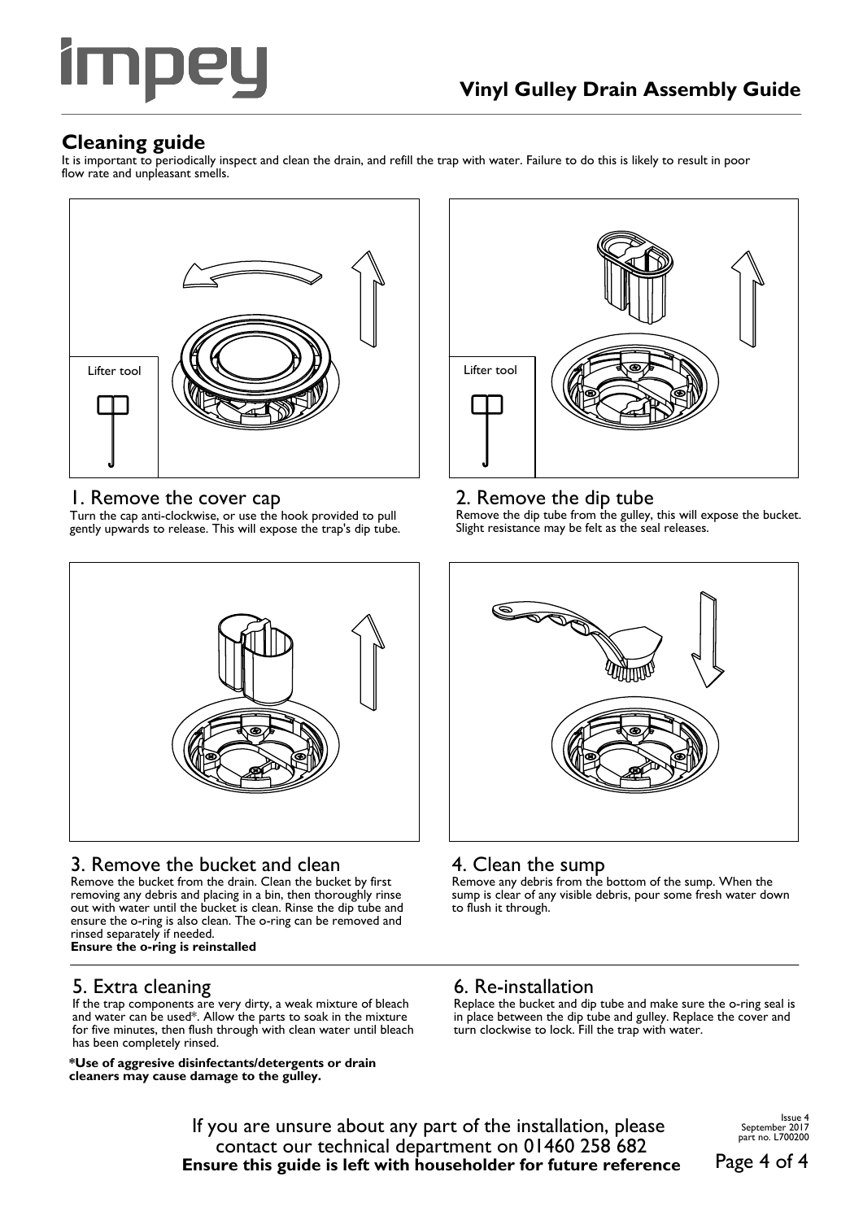# Vinyl Gulley Drain Assembly Guide

## Cleaning guide

It is important to periodically inspect and clean the drain, and refill the trap with water. Failure to do this is likely to result in poor flow rate and unpleasant smells.

Lifter tool

### 1. Remove the cover cap

Turn the cap anti-clockwise, or use the hook provided to pull gently upwards to release. This will expose the trap's dip tube.

Lifter tool

### 2. Remove the dip tube

Remove the dip tube from the gulley, this will expose the bucket. Slight resistance may be felt as the seal releases.

### 3. Remove the bucket and clean

Remove the bucket from the drain. Clean the bucket by first removing any debris and placing in a bin, then thoroughly rinse out with water until the bucket is clean. Rinse the dip tube and ensure the o-ring is also clean. The o-ring can be removed and rinsed separately if needed.

**Ensure the o-ring is reinstalled**

### 4. Clean the sump

Remove any debris from the bottom of the sump. When the sump is clear of any visible debris, pour some fresh water down to flush it through.

### 5. Extra cleaning

If the trap components are very dirty, a weak mixture of bleach and water can be used*. Allow the parts to soak in the mixture for five minutes, then flush through with clean water until bleach has been completely rinsed.

**\*Use of aggresive disinfectants/detergents or drain cleaners may cause damage to the gulley.**

### 6. Re-installation

Replace the bucket and dip tube and make sure the o-ring seal is in place between the dip tube and gulley. Replace the cover and turn clockwise to lock. Fill the trap with water.

If you are unsure about any part of the installation, please contact our technical department on 01460 258 682

**Ensure this guide is left with householder for future reference**

Issue 4
September 2017
part no. L700200